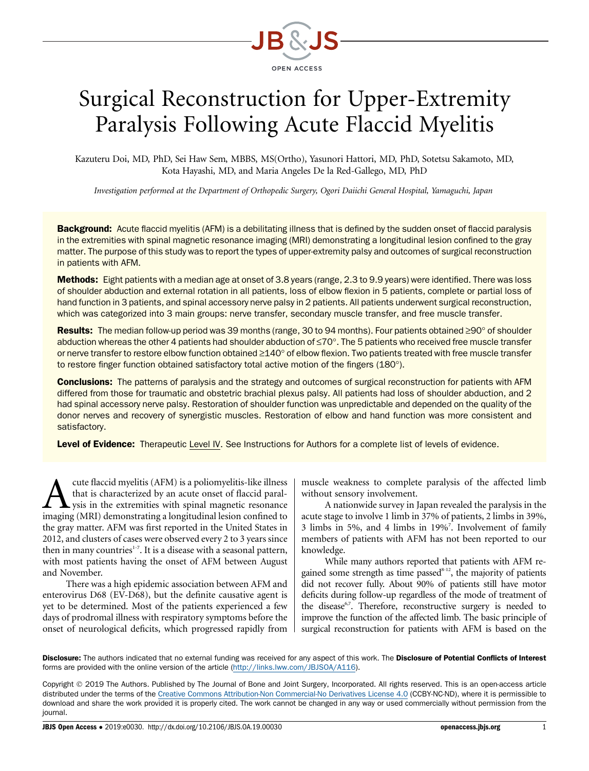# Surgical Reconstruction for Upper-Extremity Paralysis Following Acute Flaccid Myelitis

Kazuteru Doi, MD, PhD, Sei Haw Sem, MBBS, MS(Ortho), Yasunori Hattori, MD, PhD, Sotetsu Sakamoto, MD, Kota Hayashi, MD, and Maria Angeles De la Red-Gallego, MD, PhD

*Investigation performed at the Department of Orthopedic Surgery, Ogori Daiichi General Hospital, Yamaguchi, Japan*

**Background:** Acute flaccid myelitis (AFM) is a debilitating illness that is defined by the sudden onset of flaccid paralysis in the extremities with spinal magnetic resonance imaging (MRI) demonstrating a longitudinal lesion confined to the gray matter. The purpose of this study was to report the types of upper-extremity palsy and outcomes of surgical reconstruction in patients with AFM.

**Methods:** Eight patients with a median age at onset of 3.8 years (range, 2.3 to 9.9 years) were identified. There was loss of shoulder abduction and external rotation in all patients, loss of elbow flexion in 5 patients, complete or partial loss of hand function in 3 patients, and spinal accessory nerve palsy in 2 patients. All patients underwent surgical reconstruction, which was categorized into 3 main groups: nerve transfer, secondary muscle transfer, and free muscle transfer.

**Results:** The median follow-up period was 39 months (range, 30 to 94 months). Four patients obtained ≥90° of shoulder abduction whereas the other 4 patients had shoulder abduction of ≤70°. The 5 patients who received free muscle transfer or nerve transfer to restore elbow function obtained ≥140° of elbow flexion. Two patients treated with free muscle transfer to restore finger function obtained satisfactory total active motion of the fingers (180°).

**Conclusions:** The patterns of paralysis and the strategy and outcomes of surgical reconstruction for patients with AFM differed from those for traumatic and obstetric brachial plexus palsy. All patients had loss of shoulder abduction, and 2 had spinal accessory nerve palsy. Restoration of shoulder function was unpredictable and depended on the quality of the donor nerves and recovery of synergistic muscles. Restoration of elbow and hand function was more consistent and satisfactory.

**Level of Evidence:** Therapeutic Level IV. See Instructions for Authors for a complete list of levels of evidence.

Acute flaccid myelitis (AFM) is a poliomyelitis-like illness that is characterized by an acute onset of flaccid paralysis in the extremities with spinal magnetic resonance imaging (MRI) demonstrating a longitudinal lesion confined to the gray matter. AFM was first reported in the United States in 2012, and clusters of cases were observed every 2 to 3 years since then in many countries[1-7]. It is a disease with a seasonal pattern, with most patients having the onset of AFM between August and November.

There was a high epidemic association between AFM and enterovirus D68 (EV-D68), but the definite causative agent is yet to be determined. Most of the patients experienced a few days of prodromal illness with respiratory symptoms before the onset of neurological deficits, which progressed rapidly from muscle weakness to complete paralysis of the affected limb without sensory involvement.

A nationwide survey in Japan revealed the paralysis in the acute stage to involve 1 limb in 37% of patients, 2 limbs in 39%, 3 limbs in 5%, and 4 limbs in 19%[7]. Involvement of family members of patients with AFM has not been reported to our knowledge.

While many authors reported that patients with AFM regained some strength as time passed[8-12], the majority of patients did not recover fully. About 90% of patients still have motor deficits during follow-up regardless of the mode of treatment of the disease[6,7]. Therefore, reconstructive surgery is needed to improve the function of the affected limb. The basic principle of surgical reconstruction for patients with AFM is based on the

**Disclosure:** The authors indicated that no external funding was received for any aspect of this work. The **Disclosure of Potential Conflicts of Interest** forms are provided with the online version of the article (http://links.lww.com/JBJSOA/A116).

Copyright © 2019 The Authors. Published by The Journal of Bone and Joint Surgery, Incorporated. All rights reserved. This is an open-access article distributed under the terms of the Creative Commons Attribution-Non Commercial-No Derivatives License 4.0 (CCBY-NC-ND), where it is permissible to download and share the work provided it is properly cited. The work cannot be changed in any way or used commercially without permission from the journal.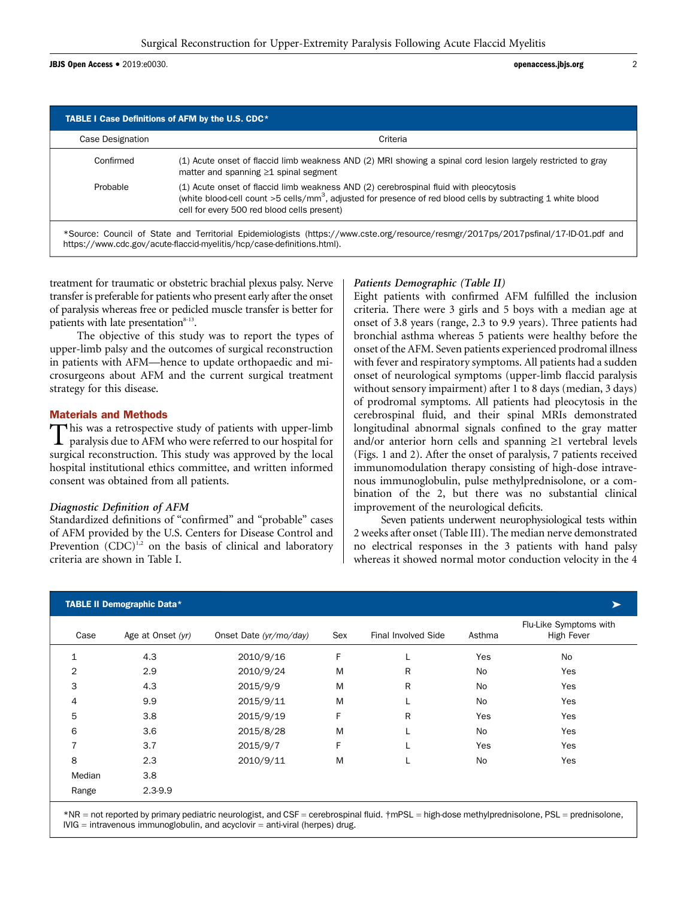**TABLE I Case Definitions of AFM by the U.S. CDC***

| Case Designation | Criteria |
|---|---|
| Confirmed | (1) Acute onset of flaccid limb weakness AND (2) MRI showing a spinal cord lesion largely restricted to gray matter and spanning ≥1 spinal segment |
| Probable | (1) Acute onset of flaccid limb weakness AND (2) cerebrospinal fluid with pleocytosis (white blood-cell count >5 cells/mm$^3$, adjusted for presence of red blood cells by subtracting 1 white blood cell for every 500 red blood cells present) |

*Source: Council of State and Territorial Epidemiologists (https://www.cste.org/resource/resmgr/2017ps/2017psfinal/17-ID-01.pdf and https://www.cdc.gov/acute-flaccid-myelitis/hcp/case-definitions.html).

treatment for traumatic or obstetric brachial plexus palsy. Nerve transfer is preferable for patients who present early after the onset of paralysis whereas free or pedicled muscle transfer is better for patients with late presentation[8-13].

The objective of this study was to report the types of upper-limb palsy and the outcomes of surgical reconstruction in patients with AFM—hence to update orthopaedic and microsurgeons about AFM and the current surgical treatment strategy for this disease.

## Materials and Methods

This was a retrospective study of patients with upper-limb paralysis due to AFM who were referred to our hospital for surgical reconstruction. This study was approved by the local hospital institutional ethics committee, and written informed consent was obtained from all patients.

### *Diagnostic Definition of AFM*

Standardized definitions of "confirmed" and "probable" cases of AFM provided by the U.S. Centers for Disease Control and Prevention (CDC)[1,2] on the basis of clinical and laboratory criteria are shown in Table I.

### *Patients Demographic (Table II)*

Eight patients with confirmed AFM fulfilled the inclusion criteria. There were 3 girls and 5 boys with a median age at onset of 3.8 years (range, 2.3 to 9.9 years). Three patients had bronchial asthma whereas 5 patients were healthy before the onset of the AFM. Seven patients experienced prodromal illness with fever and respiratory symptoms. All patients had a sudden onset of neurological symptoms (upper-limb flaccid paralysis without sensory impairment) after 1 to 8 days (median, 3 days) of prodromal symptoms. All patients had pleocytosis in the cerebrospinal fluid, and their spinal MRIs demonstrated longitudinal abnormal signals confined to the gray matter and/or anterior horn cells and spanning ≥1 vertebral levels (Figs. 1 and 2). After the onset of paralysis, 7 patients received immunomodulation therapy consisting of high-dose intravenous immunoglobulin, pulse methylprednisolone, or a combination of the 2, but there was no substantial clinical improvement of the neurological deficits.

Seven patients underwent neurophysiological tests within 2 weeks after onset (Table III). The median nerve demonstrated no electrical responses in the 3 patients with hand palsy whereas it showed normal motor conduction velocity in the 4

**TABLE II Demographic Data***

| Case | Age at Onset *(yr)* | Onset Date *(yr/mo/day)* | Sex | Final Involved Side | Asthma | Flu-Like Symptoms with High Fever |
|---|---|---|---|---|---|---|
| 1 | 4.3 | 2010/9/16 | F | L | Yes | No |
| 2 | 2.9 | 2010/9/24 | M | R | No | Yes |
| 3 | 4.3 | 2015/9/9 | M | R | No | Yes |
| 4 | 9.9 | 2015/9/11 | M | L | No | Yes |
| 5 | 3.8 | 2015/9/19 | F | R | Yes | Yes |
| 6 | 3.6 | 2015/8/28 | M | L | No | Yes |
| 7 | 3.7 | 2015/9/7 | F | L | Yes | Yes |
| 8 | 2.3 | 2010/9/11 | M | L | No | Yes |
| Median | 3.8 | | | | | |
| Range | 2.3-9.9 | | | | | |

*NR = not reported by primary pediatric neurologist, and CSF = cerebrospinal fluid. †mPSL = high-dose methylprednisolone, PSL = prednisolone, IVIG = intravenous immunoglobulin, and acyclovir = anti-viral (herpes) drug.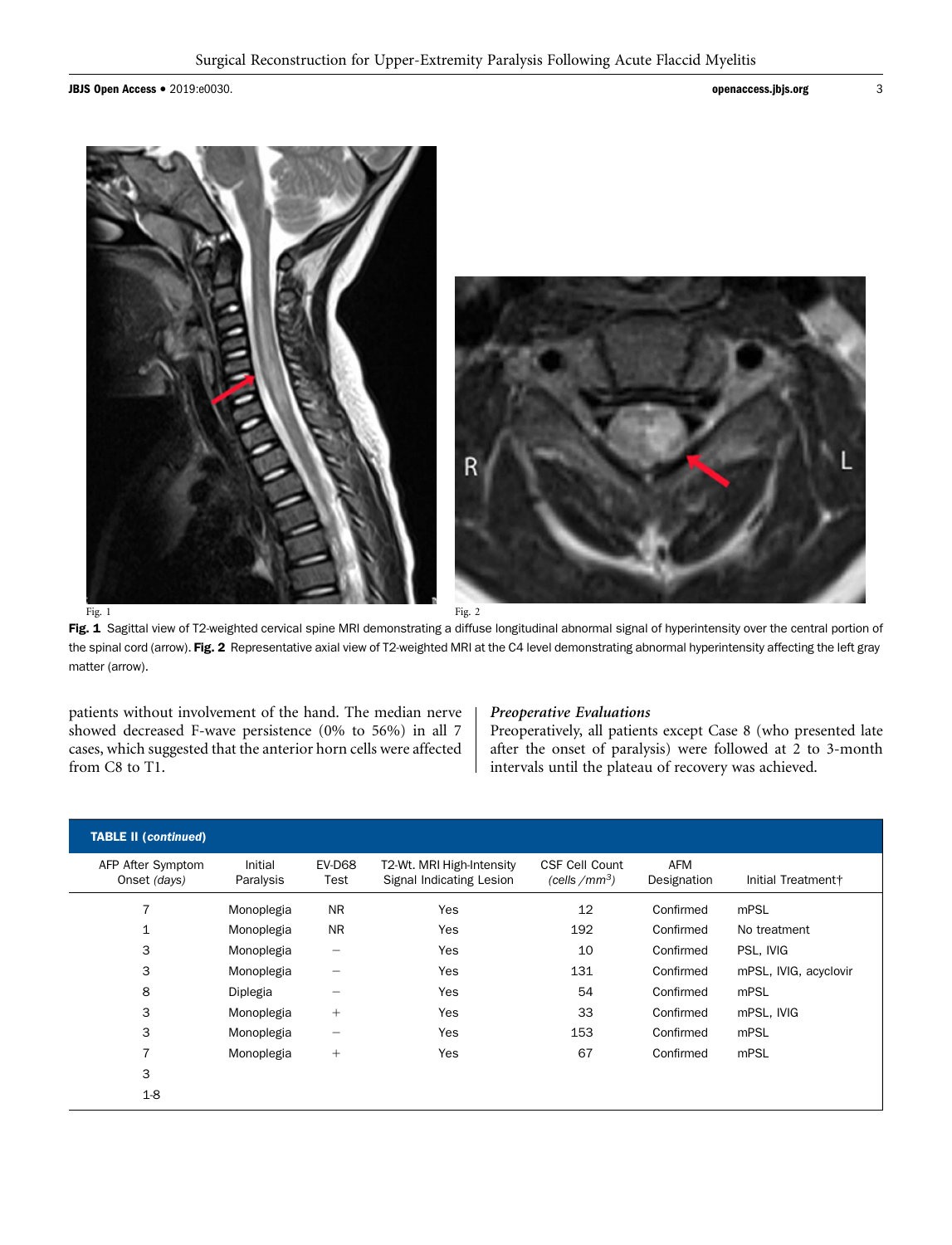Fig. 1

Fig. 2

**Fig. 1** Sagittal view of T2-weighted cervical spine MRI demonstrating a diffuse longitudinal abnormal signal of hyperintensity over the central portion of the spinal cord (arrow). **Fig. 2** Representative axial view of T2-weighted MRI at the C4 level demonstrating abnormal hyperintensity affecting the left gray matter (arrow).

patients without involvement of the hand. The median nerve showed decreased F-wave persistence (0% to 56%) in all 7 cases, which suggested that the anterior horn cells were affected from C8 to T1.

### *Preoperative Evaluations*

Preoperatively, all patients except Case 8 (who presented late after the onset of paralysis) were followed at 2 to 3-month intervals until the plateau of recovery was achieved.

**TABLE II (*continued*)**

| AFP After Symptom Onset *(days)* | Initial Paralysis | EV-D68 Test | T2-Wt. MRI High-Intensity Signal Indicating Lesion | CSF Cell Count *(cells /mm³)* | AFM Designation | Initial Treatment† |
|---|---|---|---|---|---|---|
| 7 | Monoplegia | NR | Yes | 12 | Confirmed | mPSL |
| 1 | Monoplegia | NR | Yes | 192 | Confirmed | No treatment |
| 3 | Monoplegia | − | Yes | 10 | Confirmed | PSL, IVIG |
| 3 | Monoplegia | − | Yes | 131 | Confirmed | mPSL, IVIG, acyclovir |
| 8 | Diplegia | − | Yes | 54 | Confirmed | mPSL |
| 3 | Monoplegia | + | Yes | 33 | Confirmed | mPSL, IVIG |
| 3 | Monoplegia | − | Yes | 153 | Confirmed | mPSL |
| 7 | Monoplegia | + | Yes | 67 | Confirmed | mPSL |
| 3 | | | | | | |
| 1-8 | | | | | | |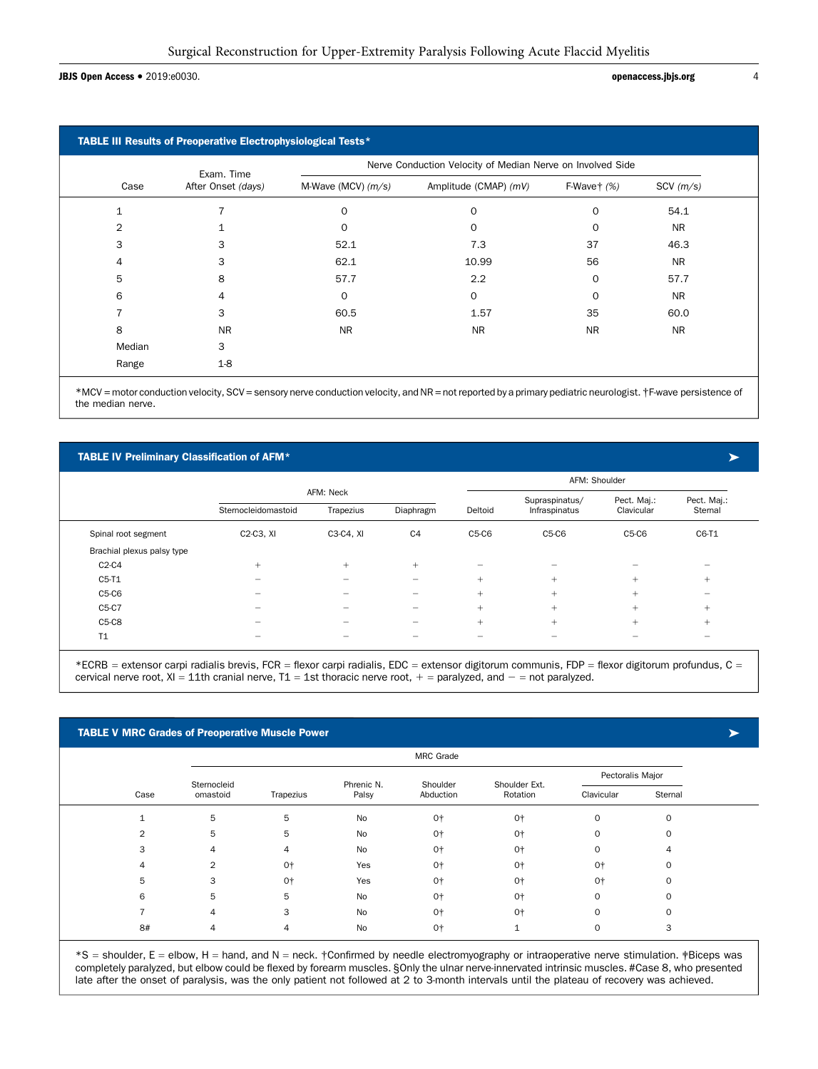**TABLE III Results of Preoperative Electrophysiological Tests***

| Case | Exam. Time After Onset *(days)* | Nerve Conduction Velocity of Median Nerve on Involved Side | | | |
|---|---|---|---|---|---|
| | | M-Wave (MCV) *(m/s)* | Amplitude (CMAP) *(mV)* | F-Wave† *(%)* | SCV *(m/s)* |
| 1 | 7 | 0 | 0 | 0 | 54.1 |
| 2 | 1 | 0 | 0 | 0 | NR |
| 3 | 3 | 52.1 | 7.3 | 37 | 46.3 |
| 4 | 3 | 62.1 | 10.99 | 56 | NR |
| 5 | 8 | 57.7 | 2.2 | 0 | 57.7 |
| 6 | 4 | 0 | 0 | 0 | NR |
| 7 | 3 | 60.5 | 1.57 | 35 | 60.0 |
| 8 | NR | NR | NR | NR | NR |
| Median | 3 | | | | |
| Range | 1-8 | | | | |

*MCV = motor conduction velocity, SCV = sensory nerve conduction velocity, and NR = not reported by a primary pediatric neurologist. †F-wave persistence of the median nerve.

**TABLE IV Preliminary Classification of AFM***

| | AFM: Neck | | | AFM: Shoulder | | | |
|---|---|---|---|---|---|---|---|
| | Sternocleidomastoid | Trapezius | Diaphragm | Deltoid | Supraspinatus/ Infraspinatus | Pect. Maj.: Clavicular | Pect. Maj.: Sternal |
| Spinal root segment | C2-C3, XI | C3-C4, XI | C4 | C5-C6 | C5-C6 | C5-C6 | C6-T1 |
| Brachial plexus palsy type | | | | | | | |
| C2-C4 | + | + | + | − | − | − | − |
| C5-T1 | − | − | − | + | + | + | + |
| C5-C6 | − | − | − | + | + | + | − |
| C5-C7 | − | − | − | + | + | + | + |
| C5-C8 | − | − | − | + | + | + | + |
| T1 | − | − | − | − | − | − | − |

*ECRB = extensor carpi radialis brevis, FCR = flexor carpi radialis, EDC = extensor digitorum communis, FDP = flexor digitorum profundus, C = cervical nerve root, XI = 11th cranial nerve, T1 = 1st thoracic nerve root, + = paralyzed, and − = not paralyzed.

**TABLE V MRC Grades of Preoperative Muscle Power**

| Case | MRC Grade | | | | | | |
|---|---|---|---|---|---|---|---|
| | Sternocleidomastoid | Trapezius | Phrenic N. Palsy | Shoulder Abduction | Shoulder Ext. Rotation | Pectoralis Major: Clavicular | Pectoralis Major: Sternal |
| 1 | 5 | 5 | No | 0† | 0† | 0 | 0 |
| 2 | 5 | 5 | No | 0† | 0† | 0 | 0 |
| 3 | 4 | 4 | No | 0† | 0† | 0 | 4 |
| 4 | 2 | 0† | Yes | 0† | 0† | 0† | 0 |
| 5 | 3 | 0† | Yes | 0† | 0† | 0† | 0 |
| 6 | 5 | 5 | No | 0† | 0† | 0 | 0 |
| 7 | 4 | 3 | No | 0† | 0† | 0 | 0 |
| 8# | 4 | 4 | No | 0† | 1 | 0 | 3 |

*S = shoulder, E = elbow, H = hand, and N = neck. †Confirmed by needle electromyography or intraoperative nerve stimulation. ‡Biceps was completely paralyzed, but elbow could be flexed by forearm muscles. §Only the ulnar nerve-innervated intrinsic muscles. #Case 8, who presented late after the onset of paralysis, was the only patient not followed at 2 to 3-month intervals until the plateau of recovery was achieved.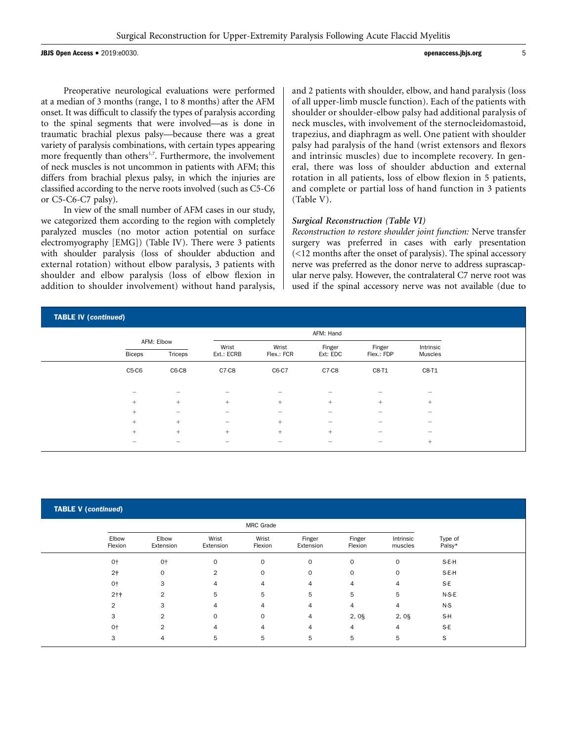Preoperative neurological evaluations were performed at a median of 3 months (range, 1 to 8 months) after the AFM onset. It was difficult to classify the types of paralysis according to the spinal segments that were involved—as is done in traumatic brachial plexus palsy—because there was a great variety of paralysis combinations, with certain types appearing more frequently than others[1,7]. Furthermore, the involvement of neck muscles is not uncommon in patients with AFM; this differs from brachial plexus palsy, in which the injuries are classified according to the nerve roots involved (such as C5-C6 or C5-C6-C7 palsy).

In view of the small number of AFM cases in our study, we categorized them according to the region with completely paralyzed muscles (no motor action potential on surface electromyography [EMG]) (Table IV). There were 3 patients with shoulder paralysis (loss of shoulder abduction and external rotation) without elbow paralysis, 3 patients with shoulder and elbow paralysis (loss of elbow flexion in addition to shoulder involvement) without hand paralysis, and 2 patients with shoulder, elbow, and hand paralysis (loss of all upper-limb muscle function). Each of the patients with shoulder or shoulder-elbow palsy had additional paralysis of neck muscles, with involvement of the sternocleidomastoid, trapezius, and diaphragm as well. One patient with shoulder palsy had paralysis of the hand (wrist extensors and flexors and intrinsic muscles) due to incomplete recovery. In general, there was loss of shoulder abduction and external rotation in all patients, loss of elbow flexion in 5 patients, and complete or partial loss of hand function in 3 patients (Table V).

### Surgical Reconstruction (Table VI)

*Reconstruction to restore shoulder joint function:* Nerve transfer surgery was preferred in cases with early presentation (<12 months after the onset of paralysis). The spinal accessory nerve was preferred as the donor nerve to address suprascapular nerve palsy. However, the contralateral C7 nerve root was used if the spinal accessory nerve was not available (due to

**TABLE IV (continued)**

| AFM: Elbow | | AFM: Hand | | | | |
|---|---|---|---|---|---|---|
| Biceps | Triceps | Wrist Ext.: ECRB | Wrist Flex.: FCR | Finger Ext: EDC | Finger Flex.: FDP | Intrinsic Muscles |
| C5-C6 | C6-C8 | C7-C8 | C6-C7 | C7-C8 | C8-T1 | C8-T1 |
| − | − | − | − | − | − | − |
| + | + | + | + | + | + | + |
| + | − | − | − | − | − | − |
| + | + | − | + | − | − | − |
| + | + | + | + | + | − | − |
| − | − | − | − | − | − | + |

**TABLE V (continued)**

| MRC Grade | | | | | | | |
|---|---|---|---|---|---|---|---|
| Elbow Flexion | Elbow Extension | Wrist Extension | Wrist Flexion | Finger Extension | Finger Flexion | Intrinsic muscles | Type of Palsy* |
| 0† | 0† | 0 | 0 | 0 | 0 | 0 | S-E-H |
| 2‡ | 0 | 2 | 0 | 0 | 0 | 0 | S-E-H |
| 0† | 3 | 4 | 4 | 4 | 4 | 4 | S-E |
| 2†‡ | 2 | 5 | 5 | 5 | 5 | 5 | N-S-E |
| 2 | 3 | 4 | 4 | 4 | 4 | 4 | N-S |
| 3 | 2 | 0 | 0 | 4 | 2, 0§ | 2, 0§ | S-H |
| 0† | 2 | 4 | 4 | 4 | 4 | 4 | S-E |
| 3 | 4 | 5 | 5 | 5 | 5 | 5 | S |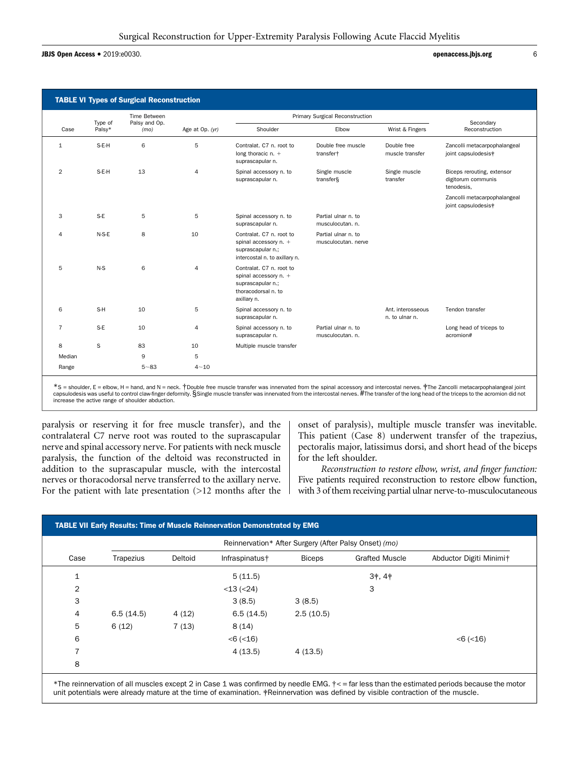**TABLE VI Types of Surgical Reconstruction**

| Case | Type of Palsy* | Time Between Palsy and Op. (mo) | Age at Op. (yr) | Primary Surgical Reconstruction | | | Secondary Reconstruction |
|---|---|---|---|---|---|---|---|
| | | | | Shoulder | Elbow | Wrist & Fingers | |
| 1 | S-E-H | 6 | 5 | Contralat. C7 n. root to long thoracic n. + suprascapular n. | Double free muscle transfer† | Double free muscle transfer | Zancolli metacarpophalangeal joint capsulodesis‡ |
| 2 | S-E-H | 13 | 4 | Spinal accessory n. to suprascapular n. | Single muscle transfer§ | Single muscle transfer | Biceps rerouting, extensor digitorum communis tenodesis, Zancolli metacarpophalangeal joint capsulodesis‡ |
| 3 | S-E | 5 | 5 | Spinal accessory n. to suprascapular n. | Partial ulnar n. to musculocutan. n. | | |
| 4 | N-S-E | 8 | 10 | Contralat. C7 n. root to spinal accessory n. + suprascapular n.; intercostal n. to axillary n. | Partial ulnar n. to musculocutan. nerve | | |
| 5 | N-S | 6 | 4 | Contralat. C7 n. root to spinal accessory n. + suprascapular n.; thoracodorsal n. to axillary n. | | | |
| 6 | S-H | 10 | 5 | Spinal accessory n. to suprascapular n. | | Ant. interosseous n. to ulnar n. | Tendon transfer |
| 7 | S-E | 10 | 4 | Spinal accessory n. to suprascapular n. | Partial ulnar n. to musculocutan. n. | | Long head of triceps to acromion# |
| 8 | S | 83 | 10 | Multiple muscle transfer | | | |
| Median | | 9 | 5 | | | | |
| Range | | 5~83 | 4~10 | | | | |

*S = shoulder, E = elbow, H = hand, and N = neck. †Double free muscle transfer was innervated from the spinal accessory and intercostal nerves. ‡The Zancolli metacarpophalangeal joint capsulodesis was useful to control claw-finger deformity. §Single muscle transfer was innervated from the intercostal nerves. #The transfer of the long head of the triceps to the acromion did not increase the active range of shoulder abduction.

paralysis or reserving it for free muscle transfer), and the contralateral C7 nerve root was routed to the suprascapular nerve and spinal accessory nerve. For patients with neck muscle paralysis, the function of the deltoid was reconstructed in addition to the supraspacular muscle, with the intercostal nerves or thoracodorsal nerve transferred to the axillary nerve. For the patient with late presentation (>12 months after the onset of paralysis), multiple muscle transfer was inevitable. This patient (Case 8) underwent transfer of the trapezius, pectoralis major, latissimus dorsi, and short head of the biceps for the left shoulder.

*Reconstruction to restore elbow, wrist, and finger function:* Five patients required reconstruction to restore elbow function, with 3 of them receiving partial ulnar nerve-to-musculocutaneous

**TABLE VII Early Results: Time of Muscle Reinnervation Demonstrated by EMG**

| Case | Reinnervation* After Surgery (After Palsy Onset) (mo) | | | | | |
|---|---|---|---|---|---|---|
| | Trapezius | Deltoid | Infraspinatus† | Biceps | Grafted Muscle | Abductor Digiti Minimi† |
| 1 | | | 5 (11.5) | | 3‡, 4‡ | |
| 2 | | | <13 (<24) | | 3 | |
| 3 | | | 3 (8.5) | 3 (8.5) | | |
| 4 | 6.5 (14.5) | 4 (12) | 6.5 (14.5) | 2.5 (10.5) | | |
| 5 | 6 (12) | 7 (13) | 8 (14) | | | |
| 6 | | | <6 (<16) | | | <6 (<16) |
| 7 | | | 4 (13.5) | 4 (13.5) | | |
| 8 | | | | | | |

*The reinnervation of all muscles except 2 in Case 1 was confirmed by needle EMG. †< = far less than the estimated periods because the motor unit potentials were already mature at the time of examination. ‡Reinnervation was defined by visible contraction of the muscle.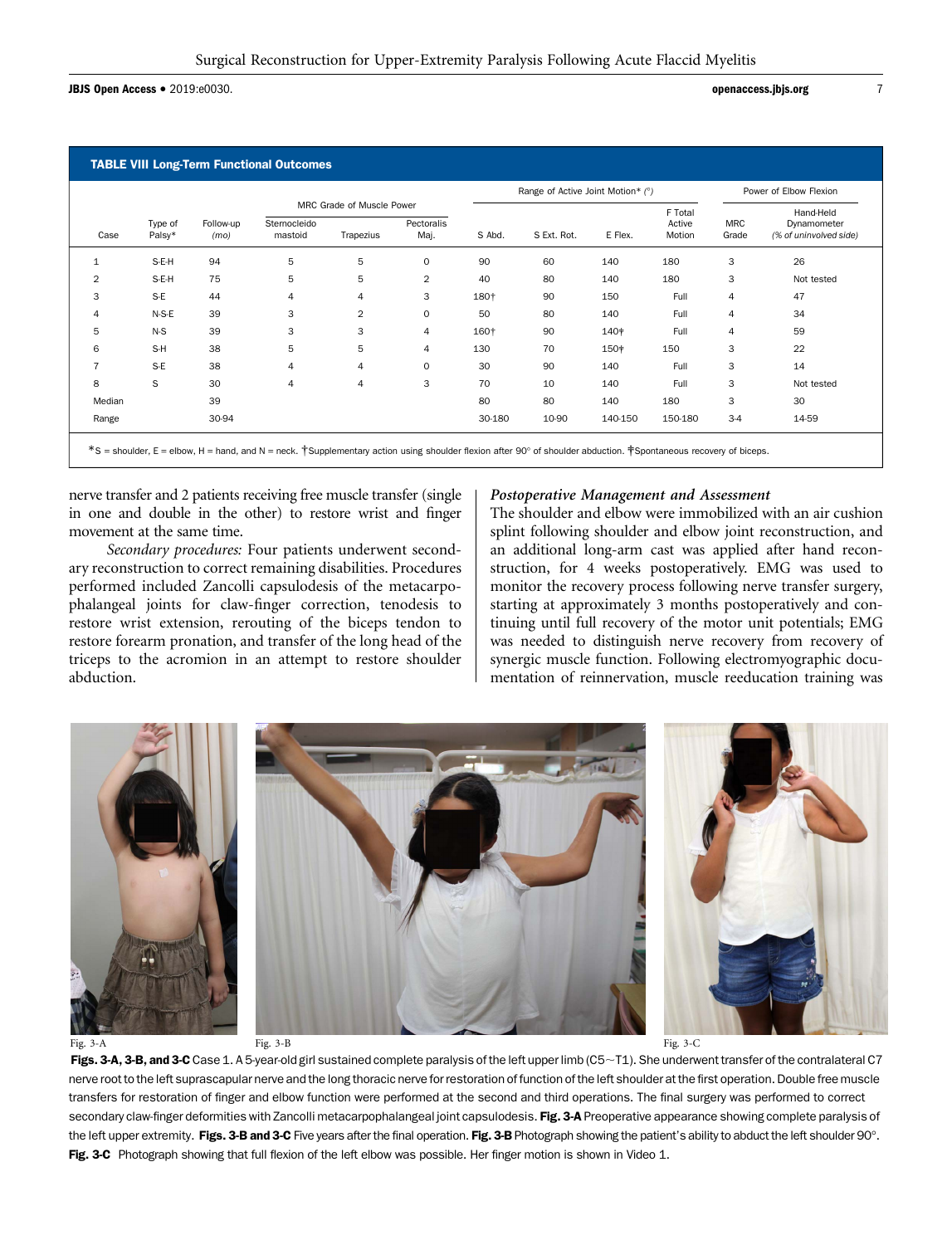**TABLE VIII Long-Term Functional Outcomes**

| Case | Type of Palsy* | Follow-up (mo) | MRC Grade of Muscle Power | | | Range of Active Joint Motion* (°) | | | | Power of Elbow Flexion | |
|---|---|---|---|---|---|---|---|---|---|---|---|
| | | | Sternocleido mastoid | Trapezius | Pectoralis Maj. | S Abd. | S Ext. Rot. | E Flex. | F Total Active Motion | MRC Grade | Hand-Held Dynamometer *(% of uninvolved side)* |
| 1 | S-E-H | 94 | 5 | 5 | 0 | 90 | 60 | 140 | 180 | 3 | 26 |
| 2 | S-E-H | 75 | 5 | 5 | 2 | 40 | 80 | 140 | 180 | 3 | Not tested |
| 3 | S-E | 44 | 4 | 4 | 3 | 180† | 90 | 150 | Full | 4 | 47 |
| 4 | N-S-E | 39 | 3 | 2 | 0 | 50 | 80 | 140 | Full | 4 | 34 |
| 5 | N-S | 39 | 3 | 3 | 4 | 160† | 90 | 140‡ | Full | 4 | 59 |
| 6 | S-H | 38 | 5 | 5 | 4 | 130 | 70 | 150‡ | 150 | 3 | 22 |
| 7 | S-E | 38 | 4 | 4 | 0 | 30 | 90 | 140 | Full | 3 | 14 |
| 8 | S | 30 | 4 | 4 | 3 | 70 | 10 | 140 | Full | 3 | Not tested |
| Median | | 39 | | | | 80 | 80 | 140 | 180 | 3 | 30 |
| Range | | 30-94 | | | | 30-180 | 10-90 | 140-150 | 150-180 | 3-4 | 14-59 |

*S = shoulder, E = elbow, H = hand, and N = neck. †Supplementary action using shoulder flexion after 90° of shoulder abduction. ‡Spontaneous recovery of biceps.

nerve transfer and 2 patients receiving free muscle transfer (single in one and double in the other) to restore wrist and finger movement at the same time.

*Secondary procedures:* Four patients underwent secondary reconstruction to correct remaining disabilities. Procedures performed included Zancolli capsulodesis of the metacarpophalangeal joints for claw-finger correction, tenodesis to restore wrist extension, rerouting of the biceps tendon to restore forearm pronation, and transfer of the long head of the triceps to the acromion in an attempt to restore shoulder abduction.

### *Postoperative Management and Assessment*

The shoulder and elbow were immobilized with an air cushion splint following shoulder and elbow joint reconstruction, and an additional long-arm cast was applied after hand reconstruction, for 4 weeks postoperatively. EMG was used to monitor the recovery process following nerve transfer surgery, starting at approximately 3 months postoperatively and continuing until full recovery of the motor unit potentials; EMG was needed to distinguish nerve recovery from recovery of synergic muscle function. Following electromyographic documentation of reinnervation, muscle reeducation training was

Fig. 3-A Fig. 3-B Fig. 3-C

**Figs. 3-A, 3-B, and 3-C** Case 1. A 5-year-old girl sustained complete paralysis of the left upper limb (C5~T1). She underwent transfer of the contralateral C7 nerve root to the left suprascapular nerve and the long thoracic nerve for restoration of function of the left shoulder at the first operation. Double free muscle transfers for restoration of finger and elbow function were performed at the second and third operations. The final surgery was performed to correct secondary claw-finger deformities with Zancolli metacarpophalangeal joint capsulodesis. **Fig. 3-A** Preoperative appearance showing complete paralysis of the left upper extremity. **Figs. 3-B and 3-C** Five years after the final operation. **Fig. 3-B** Photograph showing the patient's ability to abduct the left shoulder 90°. **Fig. 3-C** Photograph showing that full flexion of the left elbow was possible. Her finger motion is shown in Video 1.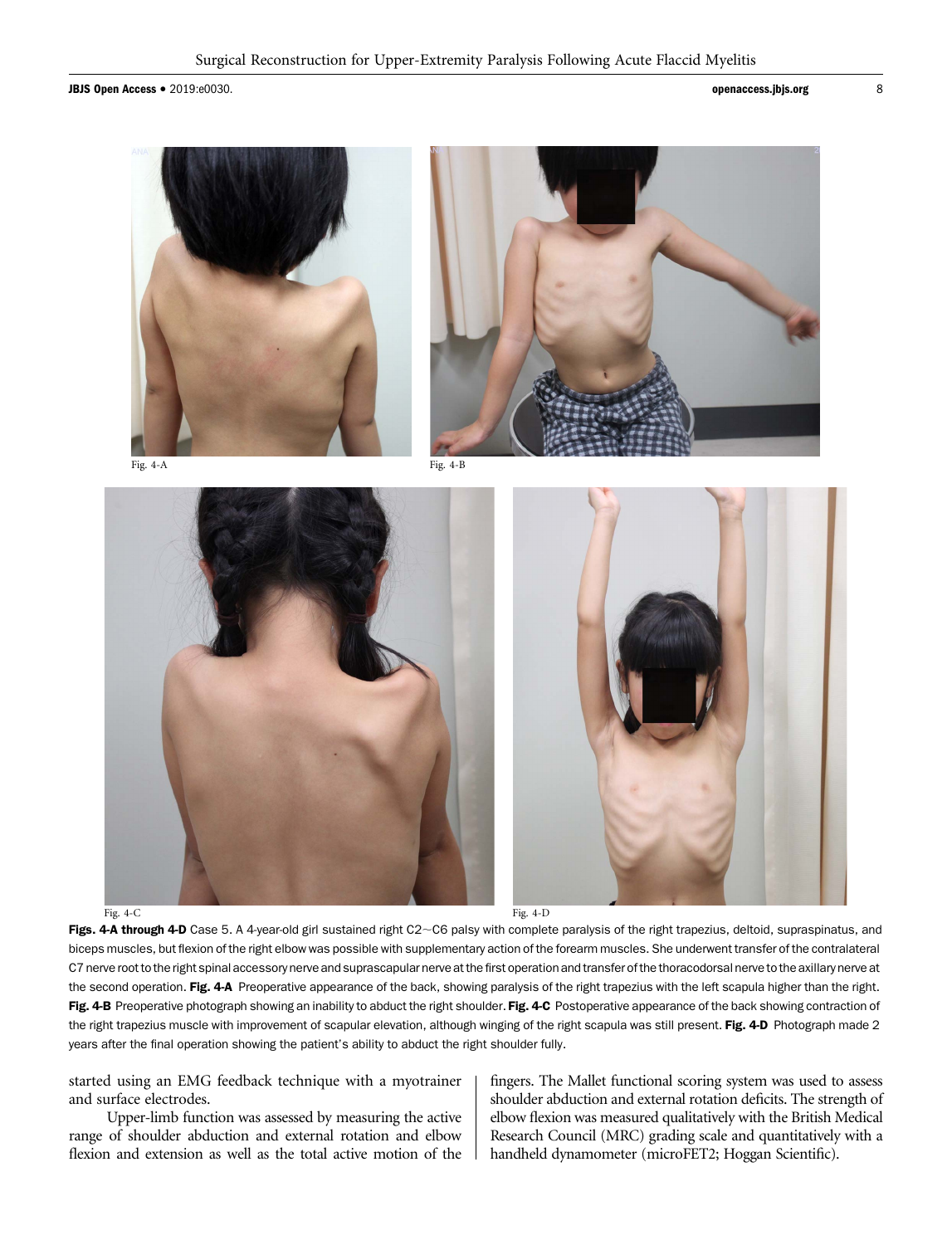Fig. 4-A

Fig. 4-B

Fig. 4-C

Fig. 4-D

**Figs. 4-A through 4-D** Case 5. A 4-year-old girl sustained right C2~C6 palsy with complete paralysis of the right trapezius, deltoid, supraspinatus, and biceps muscles, but flexion of the right elbow was possible with supplementary action of the forearm muscles. She underwent transfer of the contralateral C7 nerve root to the right spinal accessory nerve and suprascapular nerve at the first operation and transfer of the thoracodorsal nerve to the axillary nerve at the second operation. **Fig. 4-A** Preoperative appearance of the back, showing paralysis of the right trapezius with the left scapula higher than the right. **Fig. 4-B** Preoperative photograph showing an inability to abduct the right shoulder. **Fig. 4-C** Postoperative appearance of the back showing contraction of the right trapezius muscle with improvement of scapular elevation, although winging of the right scapula was still present. **Fig. 4-D** Photograph made 2 years after the final operation showing the patient's ability to abduct the right shoulder fully.

started using an EMG feedback technique with a myotrainer and surface electrodes.

Upper-limb function was assessed by measuring the active range of shoulder abduction and external rotation and elbow flexion and extension as well as the total active motion of the fingers. The Mallet functional scoring system was used to assess shoulder abduction and external rotation deficits. The strength of elbow flexion was measured qualitatively with the British Medical Research Council (MRC) grading scale and quantitatively with a handheld dynamometer (microFET2; Hoggan Scientific).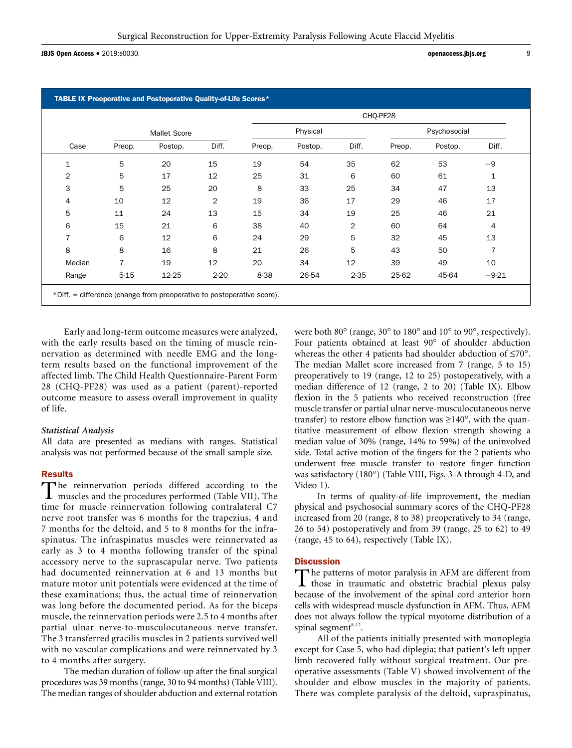**TABLE IX Preoperative and Postoperative Quality-of-Life Scores***

| Case | Mallet Score | | | CHQ-PF28 Physical | | | CHQ-PF28 Psychosocial | | |
|---|---|---|---|---|---|---|---|---|---|
| | Preop. | Postop. | Diff. | Preop. | Postop. | Diff. | Preop. | Postop. | Diff. |
| 1 | 5 | 20 | 15 | 19 | 54 | 35 | 62 | 53 | −9 |
| 2 | 5 | 17 | 12 | 25 | 31 | 6 | 60 | 61 | 1 |
| 3 | 5 | 25 | 20 | 8 | 33 | 25 | 34 | 47 | 13 |
| 4 | 10 | 12 | 2 | 19 | 36 | 17 | 29 | 46 | 17 |
| 5 | 11 | 24 | 13 | 15 | 34 | 19 | 25 | 46 | 21 |
| 6 | 15 | 21 | 6 | 38 | 40 | 2 | 60 | 64 | 4 |
| 7 | 6 | 12 | 6 | 24 | 29 | 5 | 32 | 45 | 13 |
| 8 | 8 | 16 | 8 | 21 | 26 | 5 | 43 | 50 | 7 |
| Median | 7 | 19 | 12 | 20 | 34 | 12 | 39 | 49 | 10 |
| Range | 5-15 | 12-25 | 2-20 | 8-38 | 26-54 | 2-35 | 25-62 | 45-64 | −9-21 |

*Diff. = difference (change from preoperative to postoperative score).

Early and long-term outcome measures were analyzed, with the early results based on the timing of muscle reinnervation as determined with needle EMG and the long-term results based on the functional improvement of the affected limb. The Child Health Questionnaire-Parent Form 28 (CHQ-PF28) was used as a patient (parent)-reported outcome measure to assess overall improvement in quality of life.

*Statistical Analysis*

All data are presented as medians with ranges. Statistical analysis was not performed because of the small sample size.

## Results

The reinnervation periods differed according to the muscles and the procedures performed (Table VII). The time for muscle reinnervation following contralateral C7 nerve root transfer was 6 months for the trapezius, 4 and 7 months for the deltoid, and 5 to 8 months for the infraspinatus. The infraspinatus muscles were reinnervated as early as 3 to 4 months following transfer of the spinal accessory nerve to the suprascapular nerve. Two patients had documented reinnervation at 6 and 13 months but mature motor unit potentials were evidenced at the time of these examinations; thus, the actual time of reinnervation was long before the documented period. As for the biceps muscle, the reinnervation periods were 2.5 to 4 months after partial ulnar nerve-to-musculocutaneous nerve transfer. The 3 transferred gracilis muscles in 2 patients survived well with no vascular complications and were reinnervated by 3 to 4 months after surgery.

The median duration of follow-up after the final surgical procedures was 39 months (range, 30 to 94 months) (Table VIII). The median ranges of shoulder abduction and external rotation were both 80° (range, 30° to 180° and 10° to 90°, respectively). Four patients obtained at least 90° of shoulder abduction whereas the other 4 patients had shoulder abduction of ≤70°. The median Mallet score increased from 7 (range, 5 to 15) preoperatively to 19 (range, 12 to 25) postoperatively, with a median difference of 12 (range, 2 to 20) (Table IX). Elbow flexion in the 5 patients who received reconstruction (free muscle transfer or partial ulnar nerve-musculocutaneous nerve transfer) to restore elbow function was ≥140°, with the quantitative measurement of elbow flexion strength showing a median value of 30% (range, 14% to 59%) of the uninvolved side. Total active motion of the fingers for the 2 patients who underwent free muscle transfer to restore finger function was satisfactory (180°) (Table VIII, Figs. 3-A through 4-D, and Video 1).

In terms of quality-of-life improvement, the median physical and psychosocial summary scores of the CHQ-PF28 increased from 20 (range, 8 to 38) preoperatively to 34 (range, 26 to 54) postoperatively and from 39 (range, 25 to 62) to 49 (range, 45 to 64), respectively (Table IX).

## Discussion

The patterns of motor paralysis in AFM are different from those in traumatic and obstetric brachial plexus palsy because of the involvement of the spinal cord anterior horn cells with widespread muscle dysfunction in AFM. Thus, AFM does not always follow the typical myotome distribution of a spinal segment[8-12].

All of the patients initially presented with monoplegia except for Case 5, who had diplegia; that patient's left upper limb recovered fully without surgical treatment. Our preoperative assessments (Table V) showed involvement of the shoulder and elbow muscles in the majority of patients. There was complete paralysis of the deltoid, supraspinatus,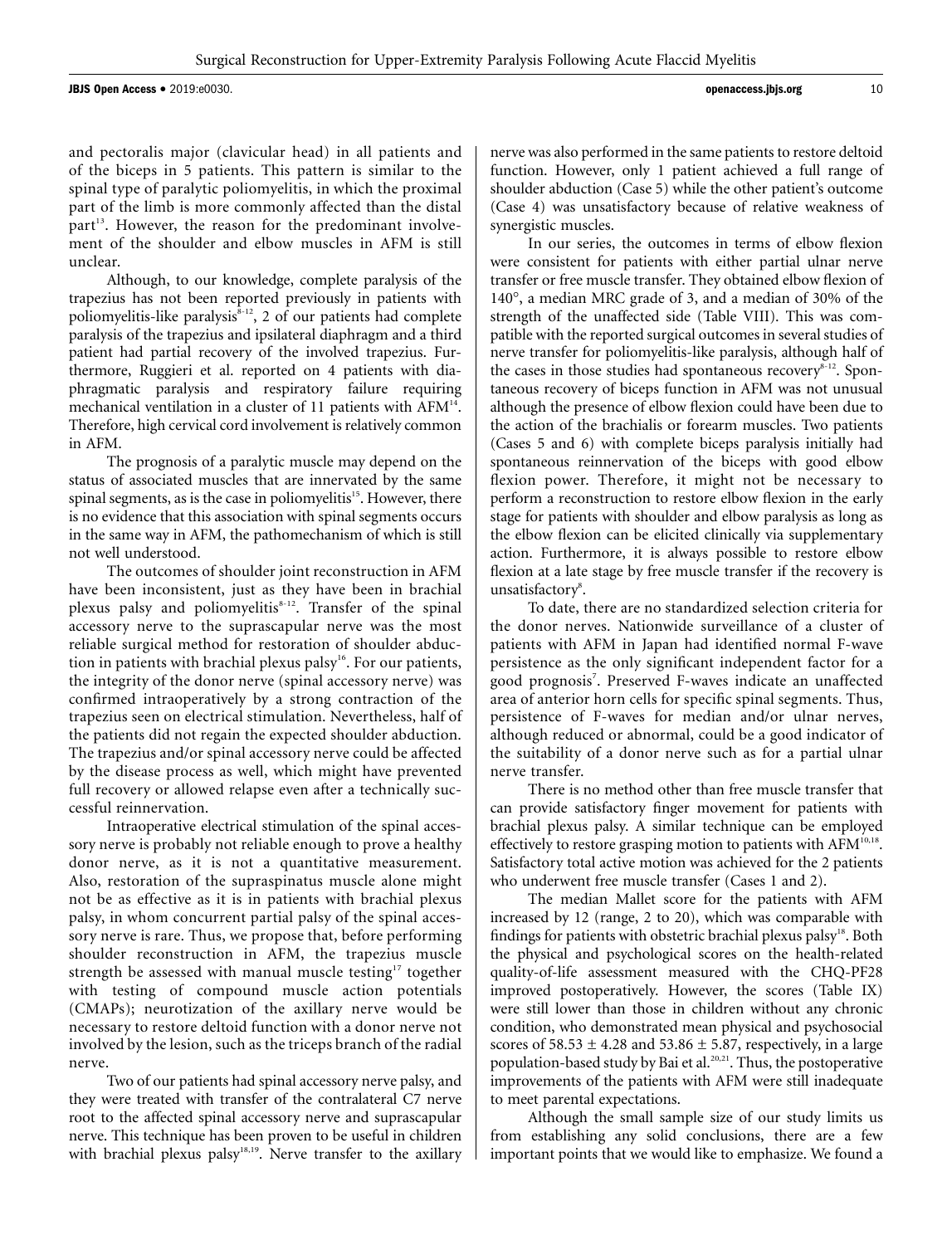and pectoralis major (clavicular head) in all patients and of the biceps in 5 patients. This pattern is similar to the spinal type of paralytic poliomyelitis, in which the proximal part of the limb is more commonly affected than the distal part[13]. However, the reason for the predominant involvement of the shoulder and elbow muscles in AFM is still unclear.

Although, to our knowledge, complete paralysis of the trapezius has not been reported previously in patients with poliomyelitis-like paralysis[8-12], 2 of our patients had complete paralysis of the trapezius and ipsilateral diaphragm and a third patient had partial recovery of the involved trapezius. Furthermore, Ruggieri et al. reported on 4 patients with diaphragmatic paralysis and respiratory failure requiring mechanical ventilation in a cluster of 11 patients with AFM[14]. Therefore, high cervical cord involvement is relatively common in AFM.

The prognosis of a paralytic muscle may depend on the status of associated muscles that are innervated by the same spinal segments, as is the case in poliomyelitis[15]. However, there is no evidence that this association with spinal segments occurs in the same way in AFM, the pathomechanism of which is still not well understood.

The outcomes of shoulder joint reconstruction in AFM have been inconsistent, just as they have been in brachial plexus palsy and poliomyelitis[8-12]. Transfer of the spinal accessory nerve to the suprascapular nerve was the most reliable surgical method for restoration of shoulder abduction in patients with brachial plexus palsy[16]. For our patients, the integrity of the donor nerve (spinal accessory nerve) was confirmed intraoperatively by a strong contraction of the trapezius seen on electrical stimulation. Nevertheless, half of the patients did not regain the expected shoulder abduction. The trapezius and/or spinal accessory nerve could be affected by the disease process as well, which might have prevented full recovery or allowed relapse even after a technically successful reinnervation.

Intraoperative electrical stimulation of the spinal accessory nerve is probably not reliable enough to prove a healthy donor nerve, as it is not a quantitative measurement. Also, restoration of the supraspinatus muscle alone might not be as effective as it is in patients with brachial plexus palsy, in whom concurrent partial palsy of the spinal accessory nerve is rare. Thus, we propose that, before performing shoulder reconstruction in AFM, the trapezius muscle strength be assessed with manual muscle testing[17] together with testing of compound muscle action potentials (CMAPs); neurotization of the axillary nerve would be necessary to restore deltoid function with a donor nerve not involved by the lesion, such as the triceps branch of the radial nerve.

Two of our patients had spinal accessory nerve palsy, and they were treated with transfer of the contralateral C7 nerve root to the affected spinal accessory nerve and suprascapular nerve. This technique has been proven to be useful in children with brachial plexus palsy[18,19]. Nerve transfer to the axillary nerve was also performed in the same patients to restore deltoid function. However, only 1 patient achieved a full range of shoulder abduction (Case 5) while the other patient's outcome (Case 4) was unsatisfactory because of relative weakness of synergistic muscles.

In our series, the outcomes in terms of elbow flexion were consistent for patients with either partial ulnar nerve transfer or free muscle transfer. They obtained elbow flexion of 140°, a median MRC grade of 3, and a median of 30% of the strength of the unaffected side (Table VIII). This was compatible with the reported surgical outcomes in several studies of nerve transfer for poliomyelitis-like paralysis, although half of the cases in those studies had spontaneous recovery[8-12]. Spontaneous recovery of biceps function in AFM was not unusual although the presence of elbow flexion could have been due to the action of the brachialis or forearm muscles. Two patients (Cases 5 and 6) with complete biceps paralysis initially had spontaneous reinnervation of the biceps with good elbow flexion power. Therefore, it might not be necessary to perform a reconstruction to restore elbow flexion in the early stage for patients with shoulder and elbow paralysis as long as the elbow flexion can be elicited clinically via supplementary action. Furthermore, it is always possible to restore elbow flexion at a late stage by free muscle transfer if the recovery is unsatisfactory[8].

To date, there are no standardized selection criteria for the donor nerves. Nationwide surveillance of a cluster of patients with AFM in Japan had identified normal F-wave persistence as the only significant independent factor for a good prognosis[7]. Preserved F-waves indicate an unaffected area of anterior horn cells for specific spinal segments. Thus, persistence of F-waves for median and/or ulnar nerves, although reduced or abnormal, could be a good indicator of the suitability of a donor nerve such as for a partial ulnar nerve transfer.

There is no method other than free muscle transfer that can provide satisfactory finger movement for patients with brachial plexus palsy. A similar technique can be employed effectively to restore grasping motion to patients with AFM[10,18]. Satisfactory total active motion was achieved for the 2 patients who underwent free muscle transfer (Cases 1 and 2).

The median Mallet score for the patients with AFM increased by 12 (range, 2 to 20), which was comparable with findings for patients with obstetric brachial plexus palsy[18]. Both the physical and psychological scores on the health-related quality-of-life assessment measured with the CHQ-PF28 improved postoperatively. However, the scores (Table IX) were still lower than those in children without any chronic condition, who demonstrated mean physical and psychosocial scores of $58.53 \pm 4.28$ and $53.86 \pm 5.87$, respectively, in a large population-based study by Bai et al.[20,21]. Thus, the postoperative improvements of the patients with AFM were still inadequate to meet parental expectations.

Although the small sample size of our study limits us from establishing any solid conclusions, there are a few important points that we would like to emphasize. We found a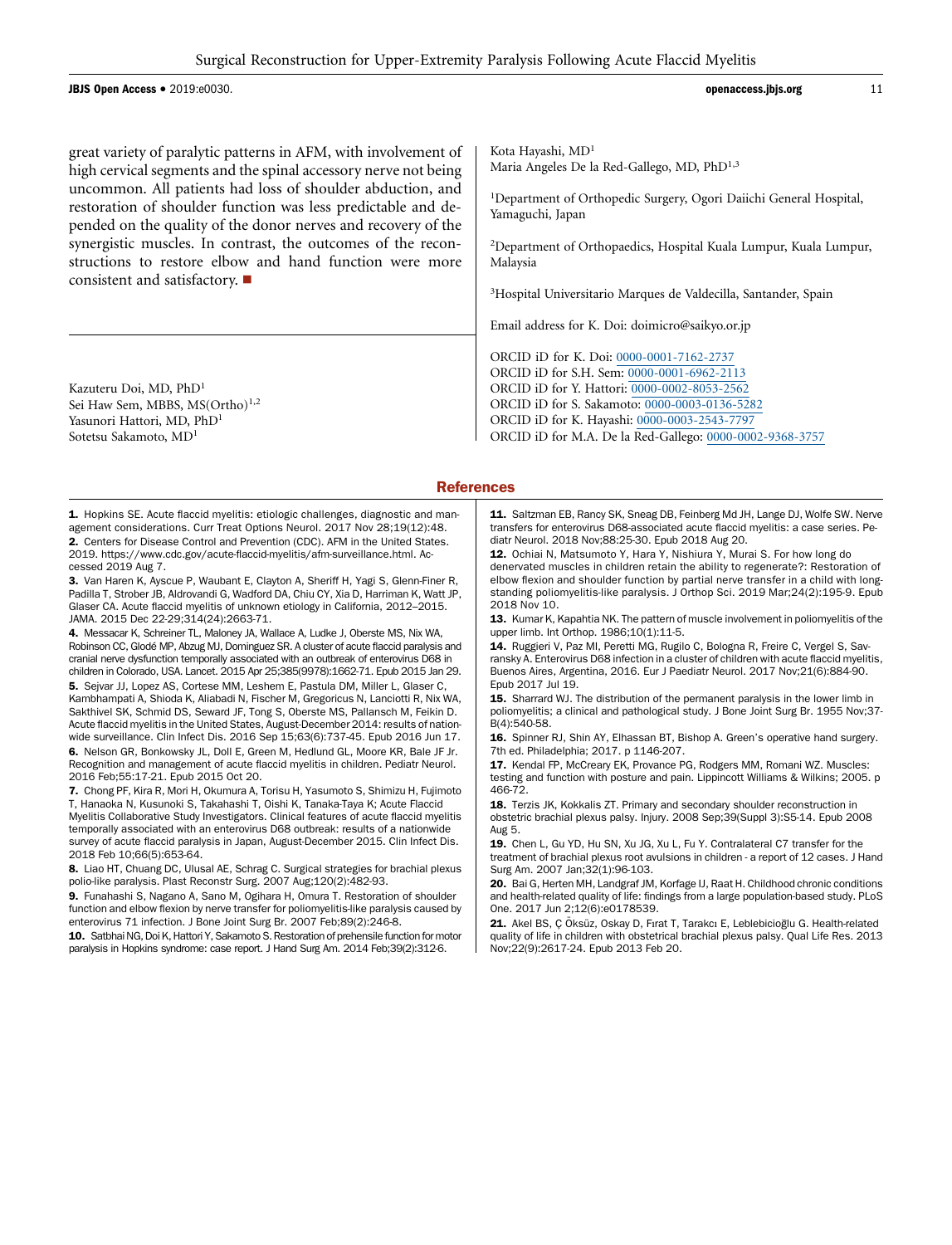great variety of paralytic patterns in AFM, with involvement of high cervical segments and the spinal accessory nerve not being uncommon. All patients had loss of shoulder abduction, and restoration of shoulder function was less predictable and depended on the quality of the donor nerves and recovery of the synergistic muscles. In contrast, the outcomes of the reconstructions to restore elbow and hand function were more consistent and satisfactory. ■

Kazuteru Doi, MD, PhD[1]
Sei Haw Sem, MBBS, MS(Ortho)[1,2]
Yasunori Hattori, MD, PhD[1]
Sotetsu Sakamoto, MD[1]
Kota Hayashi, MD[1]
Maria Angeles De la Red-Gallego, MD, PhD[1,3]

[1]Department of Orthopedic Surgery, Ogori Daiichi General Hospital, Yamaguchi, Japan

[2]Department of Orthopaedics, Hospital Kuala Lumpur, Kuala Lumpur, Malaysia

[3]Hospital Universitario Marques de Valdecilla, Santander, Spain

Email address for K. Doi: doimicro@saikyo.or.jp

ORCID iD for K. Doi: 0000-0001-7162-2737
ORCID iD for S.H. Sem: 0000-0001-6962-2113
ORCID iD for Y. Hattori: 0000-0002-8053-2562
ORCID iD for S. Sakamoto: 0000-0003-0136-5282
ORCID iD for K. Hayashi: 0000-0003-2543-7797
ORCID iD for M.A. De la Red-Gallego: 0000-0002-9368-3757

## References

1. Hopkins SE. Acute flaccid myelitis: etiologic challenges, diagnostic and management considerations. Curr Treat Options Neurol. 2017 Nov 28;19(12):48.
2. Centers for Disease Control and Prevention (CDC). AFM in the United States. 2019. https://www.cdc.gov/acute-flaccid-myelitis/afm-surveillance.html. Accessed 2019 Aug 7.
3. Van Haren K, Ayscue P, Waubant E, Clayton A, Sheriff H, Yagi S, Glenn-Finer R, Padilla T, Strober JB, Aldrovandi G, Wadford DA, Chiu CY, Xia D, Harriman K, Watt JP, Glaser CA. Acute flaccid myelitis of unknown etiology in California, 2012–2015. JAMA. 2015 Dec 22-29;314(24):2663-71.
4. Messacar K, Schreiner TL, Maloney JA, Wallace A, Ludke J, Oberste MS, Nix WA, Robinson CC, Glodé MP, Abzug MJ, Dominguez SR. A cluster of acute flaccid paralysis and cranial nerve dysfunction temporally associated with an outbreak of enterovirus D68 in children in Colorado, USA. Lancet. 2015 Apr 25;385(9978):1662-71. Epub 2015 Jan 29.
5. Sejvar JJ, Lopez AS, Cortese MM, Leshem E, Pastula DM, Miller L, Glaser C, Kambhampati A, Shioda K, Aliabadi N, Fischer M, Gregoricus N, Lanciotti R, Nix WA, Sakthivel SK, Schmid DS, Seward JF, Tong S, Oberste MS, Pallansch M, Feikin D. Acute flaccid myelitis in the United States, August-December 2014: results of nationwide surveillance. Clin Infect Dis. 2016 Sep 15;63(6):737-45. Epub 2016 Jun 17.
6. Nelson GR, Bonkowsky JL, Doll E, Green M, Hedlund GL, Moore KR, Bale JF Jr. Recognition and management of acute flaccid myelitis in children. Pediatr Neurol. 2016 Feb;55:17-21. Epub 2015 Oct 20.
7. Chong PF, Kira R, Mori H, Okumura A, Torisu H, Yasumoto S, Shimizu H, Fujimoto T, Hanaoka N, Kusunoki S, Takahashi T, Oishi K, Tanaka-Taya K; Acute Flaccid Myelitis Collaborative Study Investigators. Clinical features of acute flaccid myelitis temporally associated with an enterovirus D68 outbreak: results of a nationwide survey of acute flaccid paralysis in Japan, August-December 2015. Clin Infect Dis. 2018 Feb 10;66(5):653-64.
8. Liao HT, Chuang DC, Ulusal AE, Schrag C. Surgical strategies for brachial plexus polio-like paralysis. Plast Reconstr Surg. 2007 Aug;120(2):482-93.
9. Funahashi S, Nagano A, Sano M, Ogihara H, Omura T. Restoration of shoulder function and elbow flexion by nerve transfer for poliomyelitis-like paralysis caused by enterovirus 71 infection. J Bone Joint Surg Br. 2007 Feb;89(2):246-8.
10. Satbhai NG, Doi K, Hattori Y, Sakamoto S. Restoration of prehensile function for motor paralysis in Hopkins syndrome: case report. J Hand Surg Am. 2014 Feb;39(2):312-6.
11. Saltzman EB, Rancy SK, Sneag DB, Feinberg Md JH, Lange DJ, Wolfe SW. Nerve transfers for enterovirus D68-associated acute flaccid myelitis: a case series. Pediatr Neurol. 2018 Nov;88:25-30. Epub 2018 Aug 20.
12. Ochiai N, Matsumoto Y, Hara Y, Nishiura Y, Murai S. For how long do denervated muscles in children retain the ability to regenerate?: Restoration of elbow flexion and shoulder function by partial nerve transfer in a child with long-standing poliomyelitis-like paralysis. J Orthop Sci. 2019 Mar;24(2):195-9. Epub 2018 Nov 10.
13. Kumar K, Kapahtia NK. The pattern of muscle involvement in poliomyelitis of the upper limb. Int Orthop. 1986;10(1):11-5.
14. Ruggieri V, Paz MI, Peretti MG, Rugilo C, Bologna R, Freire C, Vergel S, Savransky A. Enterovirus D68 infection in a cluster of children with acute flaccid myelitis, Buenos Aires, Argentina, 2016. Eur J Paediatr Neurol. 2017 Nov;21(6):884-90. Epub 2017 Jul 19.
15. Sharrard WJ. The distribution of the permanent paralysis in the lower limb in poliomyelitis; a clinical and pathological study. J Bone Joint Surg Br. 1955 Nov;37-B(4):540-58.
16. Spinner RJ, Shin AY, Elhassan BT, Bishop A. Green's operative hand surgery. 7th ed. Philadelphia; 2017. p 1146-207.
17. Kendal FP, McCreary EK, Provance PG, Rodgers MM, Romani WZ. Muscles: testing and function with posture and pain. Lippincott Williams & Wilkins; 2005. p 466-72.
18. Terzis JK, Kokkalis ZT. Primary and secondary shoulder reconstruction in obstetric brachial plexus palsy. Injury. 2008 Sep;39(Suppl 3):S5-14. Epub 2008 Aug 5.
19. Chen L, Gu YD, Hu SN, Xu JG, Xu L, Fu Y. Contralateral C7 transfer for the treatment of brachial plexus root avulsions in children - a report of 12 cases. J Hand Surg Am. 2007 Jan;32(1):96-103.
20. Bai G, Herten MH, Landgraf JM, Korfage IJ, Raat H. Childhood chronic conditions and health-related quality of life: findings from a large population-based study. PLoS One. 2017 Jun 2;12(6):e0178539.
21. Akel BS, Ç Öksüz, Oskay D, Fırat T, Tarakcı E, Leblebicioğlu G. Health-related quality of life in children with obstetrical brachial plexus palsy. Qual Life Res. 2013 Nov;22(9):2617-24. Epub 2013 Feb 20.